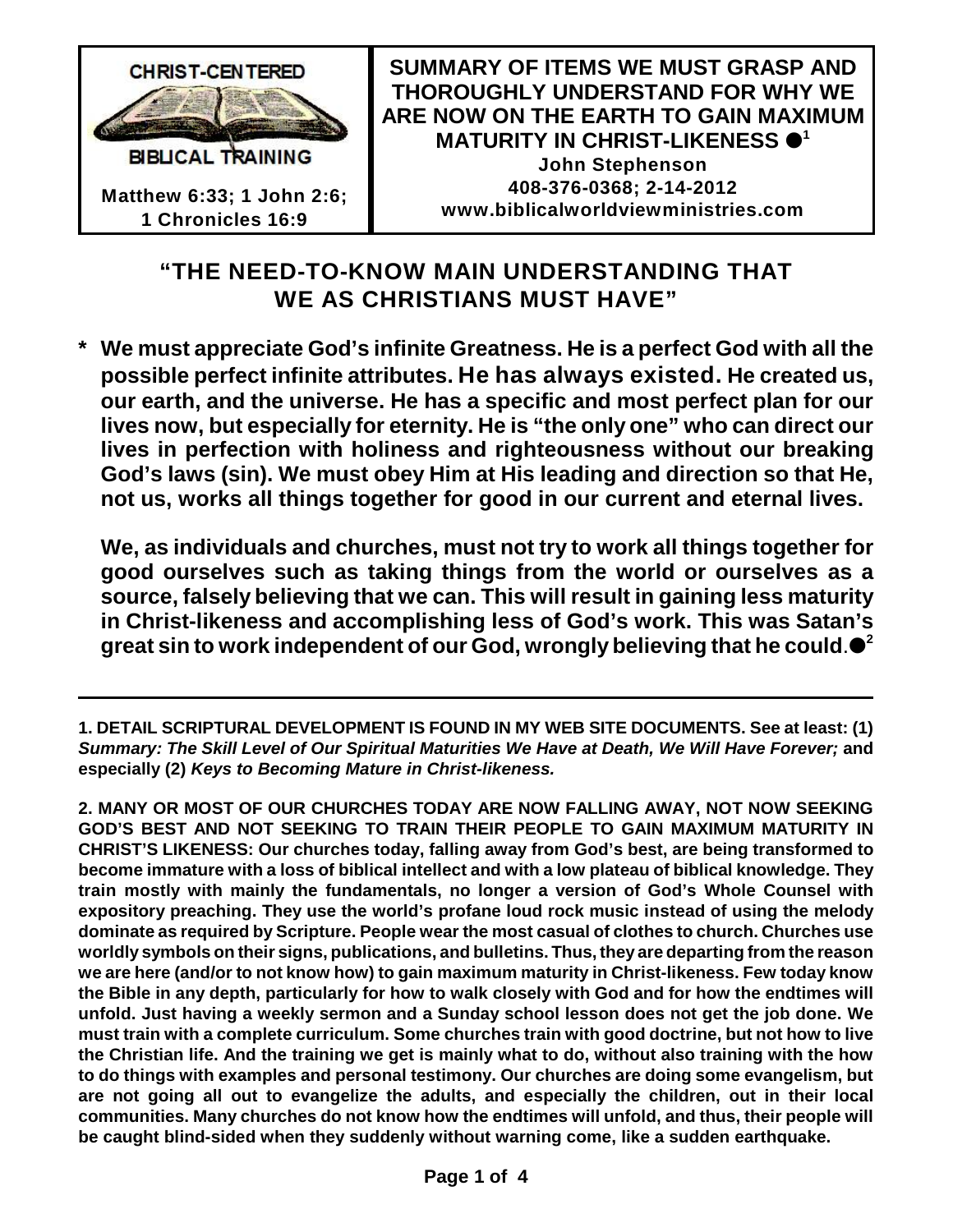CHRIST-CENTERED BIBLICAL TRAINING

Matthew 6:33; 1 John 2:6; 1 Chronicles 16:9

**SUMMARY OF ITEMS WE MUST GRASP AND THOROUGHLY UNDERSTAND FOR WHY WE ARE NOW ON THE EARTH TO GAIN MAXIMUM MATURITY IN CHRIST-LIKENESS ●[1]**

**John Stephenson**
**408-376-0368; 2-14-2012**
**www.biblicalworldviewministries.com**

## "THE NEED-TO-KNOW MAIN UNDERSTANDING THAT WE AS CHRISTIANS MUST HAVE"

\* **We must appreciate God's infinite Greatness. He is a perfect God with all the possible perfect infinite attributes. He has always existed. He created us, our earth, and the universe. He has a specific and most perfect plan for our lives now, but especially for eternity. He is "the only one" who can direct our lives in perfection with holiness and righteousness without our breaking God's laws (sin). We must obey Him at His leading and direction so that He, not us, works all things together for good in our current and eternal lives.**

**We, as individuals and churches, must not try to work all things together for good ourselves such as taking things from the world or ourselves as a source, falsely believing that we can. This will result in gaining less maturity in Christ-likeness and accomplishing less of God's work. This was Satan's great sin to work independent of our God, wrongly believing that he could.●[2]**

---

**1. DETAIL SCRIPTURAL DEVELOPMENT IS FOUND IN MY WEB SITE DOCUMENTS. See at least: (1) *Summary: The Skill Level of Our Spiritual Maturities We Have at Death, We Will Have Forever;* and especially (2) *Keys to Becoming Mature in Christ-likeness.***

**2. MANY OR MOST OF OUR CHURCHES TODAY ARE NOW FALLING AWAY, NOT NOW SEEKING GOD'S BEST AND NOT SEEKING TO TRAIN THEIR PEOPLE TO GAIN MAXIMUM MATURITY IN CHRIST'S LIKENESS: Our churches today, falling away from God's best, are being transformed to become immature with a loss of biblical intellect and with a low plateau of biblical knowledge. They train mostly with mainly the fundamentals, no longer a version of God's Whole Counsel with expository preaching. They use the world's profane loud rock music instead of using the melody dominate as required by Scripture. People wear the most casual of clothes to church. Churches use worldly symbols on their signs, publications, and bulletins. Thus, they are departing from the reason we are here (and/or to not know how) to gain maximum maturity in Christ-likeness. Few today know the Bible in any depth, particularly for how to walk closely with God and for how the endtimes will unfold. Just having a weekly sermon and a Sunday school lesson does not get the job done. We must train with a complete curriculum. Some churches train with good doctrine, but not how to live the Christian life. And the training we get is mainly what to do, without also training with the how to do things with examples and personal testimony. Our churches are doing some evangelism, but are not going all out to evangelize the adults, and especially the children, out in their local communities. Many churches do not know how the endtimes will unfold, and thus, their people will be caught blind-sided when they suddenly without warning come, like a sudden earthquake.**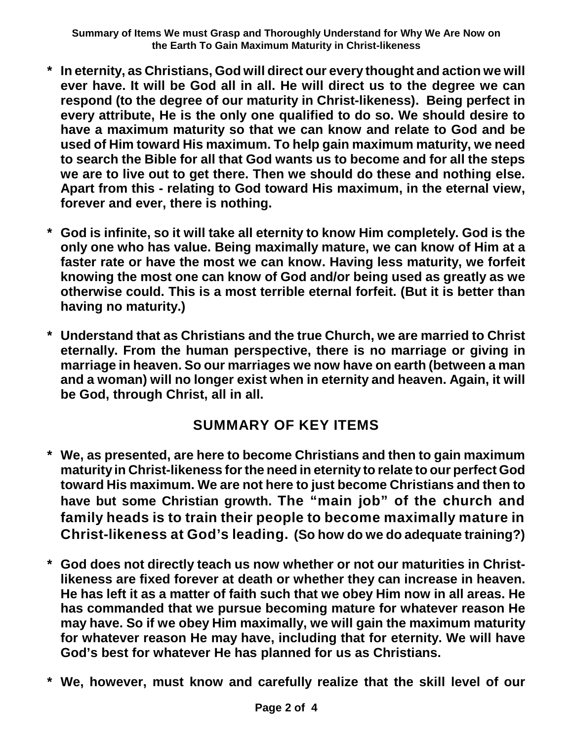**Summary of Items We must Grasp and Thoroughly Understand for Why We Are Now on the Earth To Gain Maximum Maturity in Christ-likeness**

- **In eternity, as Christians, God will direct our every thought and action we will ever have. It will be God all in all. He will direct us to the degree we can respond (to the degree of our maturity in Christ-likeness). Being perfect in every attribute, He is the only one qualified to do so. We should desire to have a maximum maturity so that we can know and relate to God and be used of Him toward His maximum. To help gain maximum maturity, we need to search the Bible for all that God wants us to become and for all the steps we are to live out to get there. Then we should do these and nothing else. Apart from this - relating to God toward His maximum, in the eternal view, forever and ever, there is nothing.**

- **God is infinite, so it will take all eternity to know Him completely. God is the only one who has value. Being maximally mature, we can know of Him at a faster rate or have the most we can know. Having less maturity, we forfeit knowing the most one can know of God and/or being used as greatly as we otherwise could. This is a most terrible eternal forfeit. (But it is better than having no maturity.)**

- **Understand that as Christians and the true Church, we are married to Christ eternally. From the human perspective, there is no marriage or giving in marriage in heaven. So our marriages we now have on earth (between a man and a woman) will no longer exist when in eternity and heaven. Again, it will be God, through Christ, all in all.**

## SUMMARY OF KEY ITEMS

- **We, as presented, are here to become Christians and then to gain maximum maturity in Christ-likeness for the need in eternity to relate to our perfect God toward His maximum. We are not here to just become Christians and then to have but some Christian growth. The "main job" of the church and family heads is to train their people to become maximally mature in Christ-likeness at God's leading. (So how do we do adequate training?)**

- **God does not directly teach us now whether or not our maturities in Christ-likeness are fixed forever at death or whether they can increase in heaven. He has left it as a matter of faith such that we obey Him now in all areas. He has commanded that we pursue becoming mature for whatever reason He may have. So if we obey Him maximally, we will gain the maximum maturity for whatever reason He may have, including that for eternity. We will have God's best for whatever He has planned for us as Christians.**

- **We, however, must know and carefully realize that the skill level of our**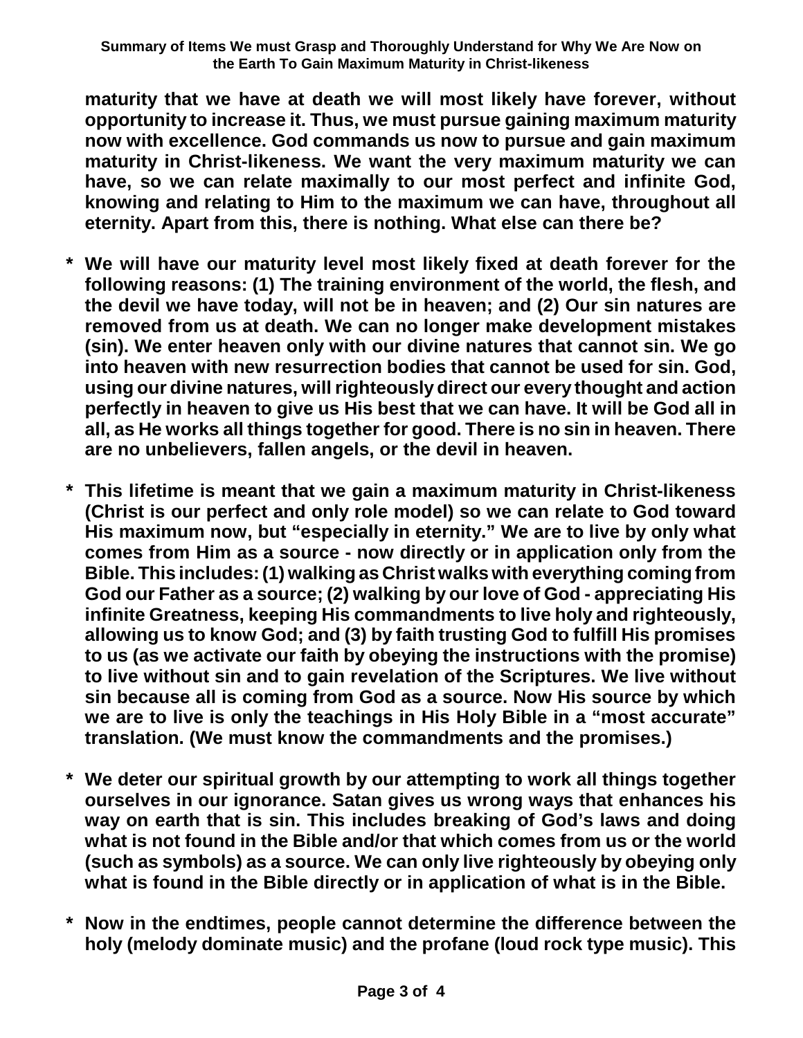**maturity that we have at death we will most likely have forever, without opportunity to increase it. Thus, we must pursue gaining maximum maturity now with excellence. God commands us now to pursue and gain maximum maturity in Christ-likeness. We want the very maximum maturity we can have, so we can relate maximally to our most perfect and infinite God, knowing and relating to Him to the maximum we can have, throughout all eternity. Apart from this, there is nothing. What else can there be?**

- **We will have our maturity level most likely fixed at death forever for the following reasons: (1) The training environment of the world, the flesh, and the devil we have today, will not be in heaven; and (2) Our sin natures are removed from us at death. We can no longer make development mistakes (sin). We enter heaven only with our divine natures that cannot sin. We go into heaven with new resurrection bodies that cannot be used for sin. God, using our divine natures, will righteously direct our every thought and action perfectly in heaven to give us His best that we can have. It will be God all in all, as He works all things together for good. There is no sin in heaven. There are no unbelievers, fallen angels, or the devil in heaven.**

- **This lifetime is meant that we gain a maximum maturity in Christ-likeness (Christ is our perfect and only role model) so we can relate to God toward His maximum now, but "especially in eternity." We are to live by only what comes from Him as a source - now directly or in application only from the Bible. This includes: (1) walking as Christ walks with everything coming from God our Father as a source; (2) walking by our love of God - appreciating His infinite Greatness, keeping His commandments to live holy and righteously, allowing us to know God; and (3) by faith trusting God to fulfill His promises to us (as we activate our faith by obeying the instructions with the promise) to live without sin and to gain revelation of the Scriptures. We live without sin because all is coming from God as a source. Now His source by which we are to live is only the teachings in His Holy Bible in a "most accurate" translation. (We must know the commandments and the promises.)**

- **We deter our spiritual growth by our attempting to work all things together ourselves in our ignorance. Satan gives us wrong ways that enhances his way on earth that is sin. This includes breaking of God's laws and doing what is not found in the Bible and/or that which comes from us or the world (such as symbols) as a source. We can only live righteously by obeying only what is found in the Bible directly or in application of what is in the Bible.**

- **Now in the endtimes, people cannot determine the difference between the holy (melody dominate music) and the profane (loud rock type music). This**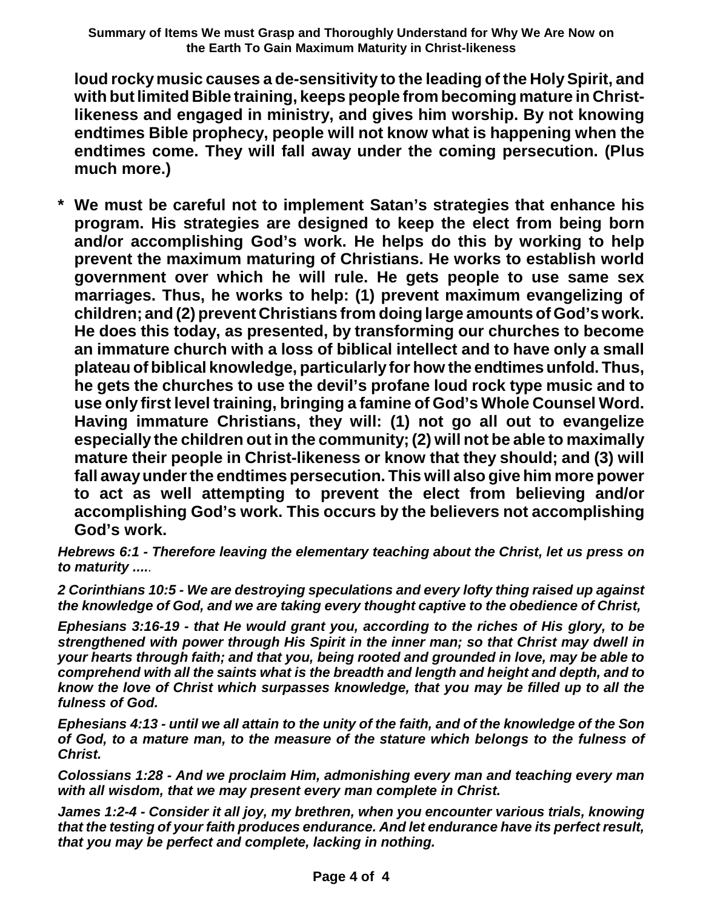**loud rocky music causes a de-sensitivity to the leading of the Holy Spirit, and with but limited Bible training, keeps people from becoming mature in Christ-likeness and engaged in ministry, and gives him worship. By not knowing endtimes Bible prophecy, people will not know what is happening when the endtimes come. They will fall away under the coming persecution. (Plus much more.)**

- **We must be careful not to implement Satan's strategies that enhance his program. His strategies are designed to keep the elect from being born and/or accomplishing God's work. He helps do this by working to help prevent the maximum maturing of Christians. He works to establish world government over which he will rule. He gets people to use same sex marriages. Thus, he works to help: (1) prevent maximum evangelizing of children; and (2) prevent Christians from doing large amounts of God's work. He does this today, as presented, by transforming our churches to become an immature church with a loss of biblical intellect and to have only a small plateau of biblical knowledge, particularly for how the endtimes unfold. Thus, he gets the churches to use the devil's profane loud rock type music and to use only first level training, bringing a famine of God's Whole Counsel Word. Having immature Christians, they will: (1) not go all out to evangelize especially the children out in the community; (2) will not be able to maximally mature their people in Christ-likeness or know that they should; and (3) will fall away under the endtimes persecution. This will also give him more power to act as well attempting to prevent the elect from believing and/or accomplishing God's work. This occurs by the believers not accomplishing God's work.**

***Hebrews 6:1 - Therefore leaving the elementary teaching about the Christ, let us press on to maturity ....***

***2 Corinthians 10:5 - We are destroying speculations and every lofty thing raised up against the knowledge of God, and we are taking every thought captive to the obedience of Christ,***

***Ephesians 3:16-19 - that He would grant you, according to the riches of His glory, to be strengthened with power through His Spirit in the inner man; so that Christ may dwell in your hearts through faith; and that you, being rooted and grounded in love, may be able to comprehend with all the saints what is the breadth and length and height and depth, and to know the love of Christ which surpasses knowledge, that you may be filled up to all the fulness of God.***

***Ephesians 4:13 - until we all attain to the unity of the faith, and of the knowledge of the Son of God, to a mature man, to the measure of the stature which belongs to the fulness of Christ.***

***Colossians 1:28 - And we proclaim Him, admonishing every man and teaching every man with all wisdom, that we may present every man complete in Christ.***

***James 1:2-4 - Consider it all joy, my brethren, when you encounter various trials, knowing that the testing of your faith produces endurance. And let endurance have its perfect result, that you may be perfect and complete, lacking in nothing.***